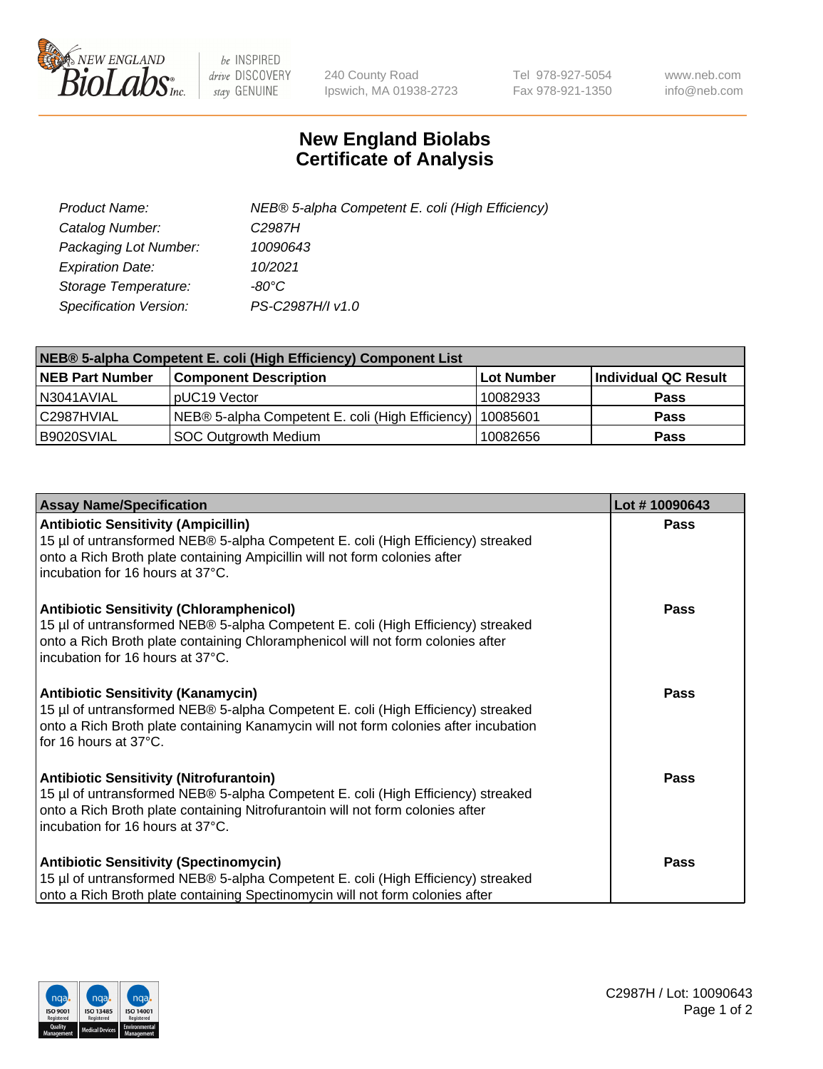# New England Biolabs Certificate of Analysis

| | |
|---|---|
| *Product Name:* | *NEB® 5-alpha Competent E. coli (High Efficiency)* |
| *Catalog Number:* | *C2987H* |
| *Packaging Lot Number:* | *10090643* |
| *Expiration Date:* | *10/2021* |
| *Storage Temperature:* | *-80°C* |
| *Specification Version:* | *PS-C2987H/I v1.0* |

| **NEB® 5-alpha Competent E. coli (High Efficiency) Component List** | | | |
|---|---|---|---|
| **NEB Part Number** | **Component Description** | **Lot Number** | **Individual QC Result** |
| N3041AVIAL | pUC19 Vector | 10082933 | **Pass** |
| C2987HVIAL | NEB® 5-alpha Competent E. coli (High Efficiency) | 10085601 | **Pass** |
| B9020SVIAL | SOC Outgrowth Medium | 10082656 | **Pass** |

| **Assay Name/Specification** | **Lot # 10090643** |
|---|---|
| **Antibiotic Sensitivity (Ampicillin)**<br>15 µl of untransformed NEB® 5-alpha Competent E. coli (High Efficiency) streaked onto a Rich Broth plate containing Ampicillin will not form colonies after incubation for 16 hours at 37°C. | **Pass** |
| **Antibiotic Sensitivity (Chloramphenicol)**<br>15 µl of untransformed NEB® 5-alpha Competent E. coli (High Efficiency) streaked onto a Rich Broth plate containing Chloramphenicol will not form colonies after incubation for 16 hours at 37°C. | **Pass** |
| **Antibiotic Sensitivity (Kanamycin)**<br>15 µl of untransformed NEB® 5-alpha Competent E. coli (High Efficiency) streaked onto a Rich Broth plate containing Kanamycin will not form colonies after incubation for 16 hours at 37°C. | **Pass** |
| **Antibiotic Sensitivity (Nitrofurantoin)**<br>15 µl of untransformed NEB® 5-alpha Competent E. coli (High Efficiency) streaked onto a Rich Broth plate containing Nitrofurantoin will not form colonies after incubation for 16 hours at 37°C. | **Pass** |
| **Antibiotic Sensitivity (Spectinomycin)**<br>15 µl of untransformed NEB® 5-alpha Competent E. coli (High Efficiency) streaked onto a Rich Broth plate containing Spectinomycin will not form colonies after | **Pass** |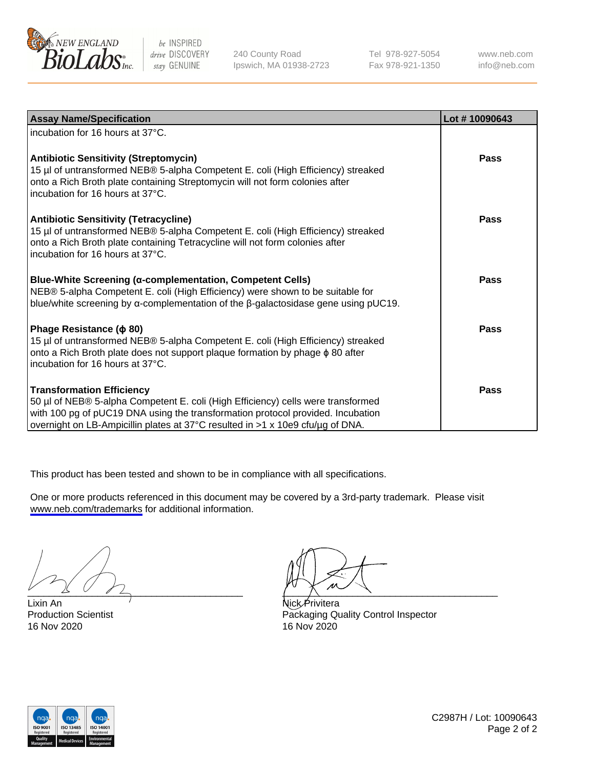| Assay Name/Specification | Lot # 10090643 |
|---|---|
| incubation for 16 hours at 37°C. | |
| **Antibiotic Sensitivity (Streptomycin)**<br>15 µl of untransformed NEB® 5-alpha Competent E. coli (High Efficiency) streaked onto a Rich Broth plate containing Streptomycin will not form colonies after incubation for 16 hours at 37°C. | **Pass** |
| **Antibiotic Sensitivity (Tetracycline)**<br>15 µl of untransformed NEB® 5-alpha Competent E. coli (High Efficiency) streaked onto a Rich Broth plate containing Tetracycline will not form colonies after incubation for 16 hours at 37°C. | **Pass** |
| **Blue-White Screening (α-complementation, Competent Cells)**<br>NEB® 5-alpha Competent E. coli (High Efficiency) were shown to be suitable for blue/white screening by α-complementation of the β-galactosidase gene using pUC19. | **Pass** |
| **Phage Resistance (ϕ 80)**<br>15 µl of untransformed NEB® 5-alpha Competent E. coli (High Efficiency) streaked onto a Rich Broth plate does not support plaque formation by phage ϕ 80 after incubation for 16 hours at 37°C. | **Pass** |
| **Transformation Efficiency**<br>50 µl of NEB® 5-alpha Competent E. coli (High Efficiency) cells were transformed with 100 pg of pUC19 DNA using the transformation protocol provided. Incubation overnight on LB-Ampicillin plates at 37°C resulted in >1 x 10e9 cfu/µg of DNA. | **Pass** |

This product has been tested and shown to be in compliance with all specifications.

One or more products referenced in this document may be covered by a 3rd-party trademark. Please visit www.neb.com/trademarks for additional information.

Lixin An
Production Scientist
16 Nov 2020

Nick Privitera
Packaging Quality Control Inspector
16 Nov 2020

C2987H / Lot: 10090643